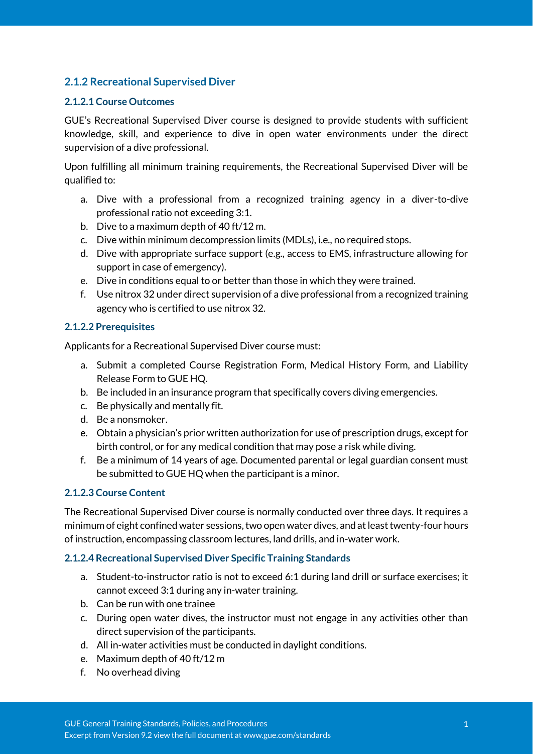### 2.1.2 Recreational Supervised Diver

#### 2.1.2.1 Course Outcomes

GUE's Recreational Supervised Diver course is designed to provide students with sufficient knowledge, skill, and experience to dive in open water environments under the direct supervision of a dive professional.

Upon fulfilling all minimum training requirements, the Recreational Supervised Diver will be qualified to:

a. Dive with a professional from a recognized training agency in a diver-to-dive professional ratio not exceeding 3:1.
b. Dive to a maximum depth of 40 ft/12 m.
c. Dive within minimum decompression limits (MDLs), i.e., no required stops.
d. Dive with appropriate surface support (e.g., access to EMS, infrastructure allowing for support in case of emergency).
e. Dive in conditions equal to or better than those in which they were trained.
f. Use nitrox 32 under direct supervision of a dive professional from a recognized training agency who is certified to use nitrox 32.

#### 2.1.2.2 Prerequisites

Applicants for a Recreational Supervised Diver course must:

a. Submit a completed Course Registration Form, Medical History Form, and Liability Release Form to GUE HQ.
b. Be included in an insurance program that specifically covers diving emergencies.
c. Be physically and mentally fit.
d. Be a nonsmoker.
e. Obtain a physician's prior written authorization for use of prescription drugs, except for birth control, or for any medical condition that may pose a risk while diving.
f. Be a minimum of 14 years of age. Documented parental or legal guardian consent must be submitted to GUE HQ when the participant is a minor.

#### 2.1.2.3 Course Content

The Recreational Supervised Diver course is normally conducted over three days. It requires a minimum of eight confined water sessions, two open water dives, and at least twenty-four hours of instruction, encompassing classroom lectures, land drills, and in-water work.

#### 2.1.2.4 Recreational Supervised Diver Specific Training Standards

a. Student-to-instructor ratio is not to exceed 6:1 during land drill or surface exercises; it cannot exceed 3:1 during any in-water training.
b. Can be run with one trainee
c. During open water dives, the instructor must not engage in any activities other than direct supervision of the participants.
d. All in-water activities must be conducted in daylight conditions.
e. Maximum depth of 40 ft/12 m
f. No overhead diving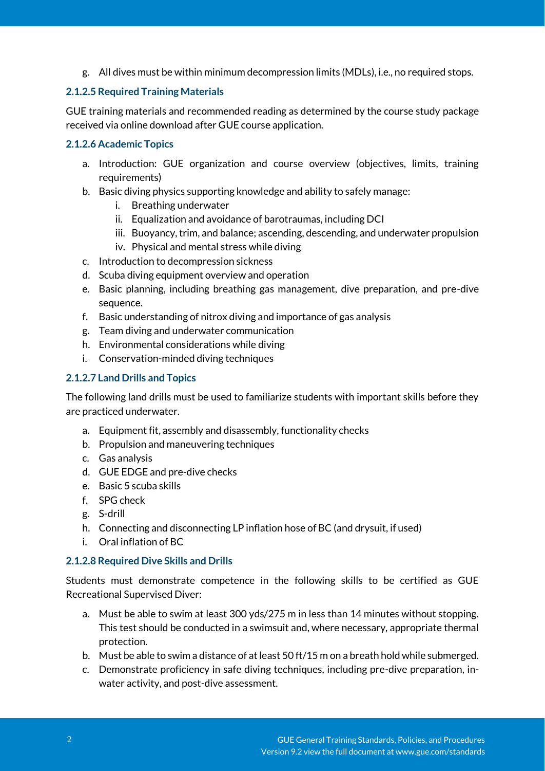g. All dives must be within minimum decompression limits (MDLs), i.e., no required stops.

#### 2.1.2.5 Required Training Materials

GUE training materials and recommended reading as determined by the course study package received via online download after GUE course application.

#### 2.1.2.6 Academic Topics

a. Introduction: GUE organization and course overview (objectives, limits, training requirements)
b. Basic diving physics supporting knowledge and ability to safely manage:
    i. Breathing underwater
    ii. Equalization and avoidance of barotraumas, including DCI
    iii. Buoyancy, trim, and balance; ascending, descending, and underwater propulsion
    iv. Physical and mental stress while diving
c. Introduction to decompression sickness
d. Scuba diving equipment overview and operation
e. Basic planning, including breathing gas management, dive preparation, and pre-dive sequence.
f. Basic understanding of nitrox diving and importance of gas analysis
g. Team diving and underwater communication
h. Environmental considerations while diving
i. Conservation-minded diving techniques

#### 2.1.2.7 Land Drills and Topics

The following land drills must be used to familiarize students with important skills before they are practiced underwater.

a. Equipment fit, assembly and disassembly, functionality checks
b. Propulsion and maneuvering techniques
c. Gas analysis
d. GUE EDGE and pre-dive checks
e. Basic 5 scuba skills
f. SPG check
g. S-drill
h. Connecting and disconnecting LP inflation hose of BC (and drysuit, if used)
i. Oral inflation of BC

#### 2.1.2.8 Required Dive Skills and Drills

Students must demonstrate competence in the following skills to be certified as GUE Recreational Supervised Diver:

a. Must be able to swim at least 300 yds/275 m in less than 14 minutes without stopping. This test should be conducted in a swimsuit and, where necessary, appropriate thermal protection.
b. Must be able to swim a distance of at least 50 ft/15 m on a breath hold while submerged.
c. Demonstrate proficiency in safe diving techniques, including pre-dive preparation, in-water activity, and post-dive assessment.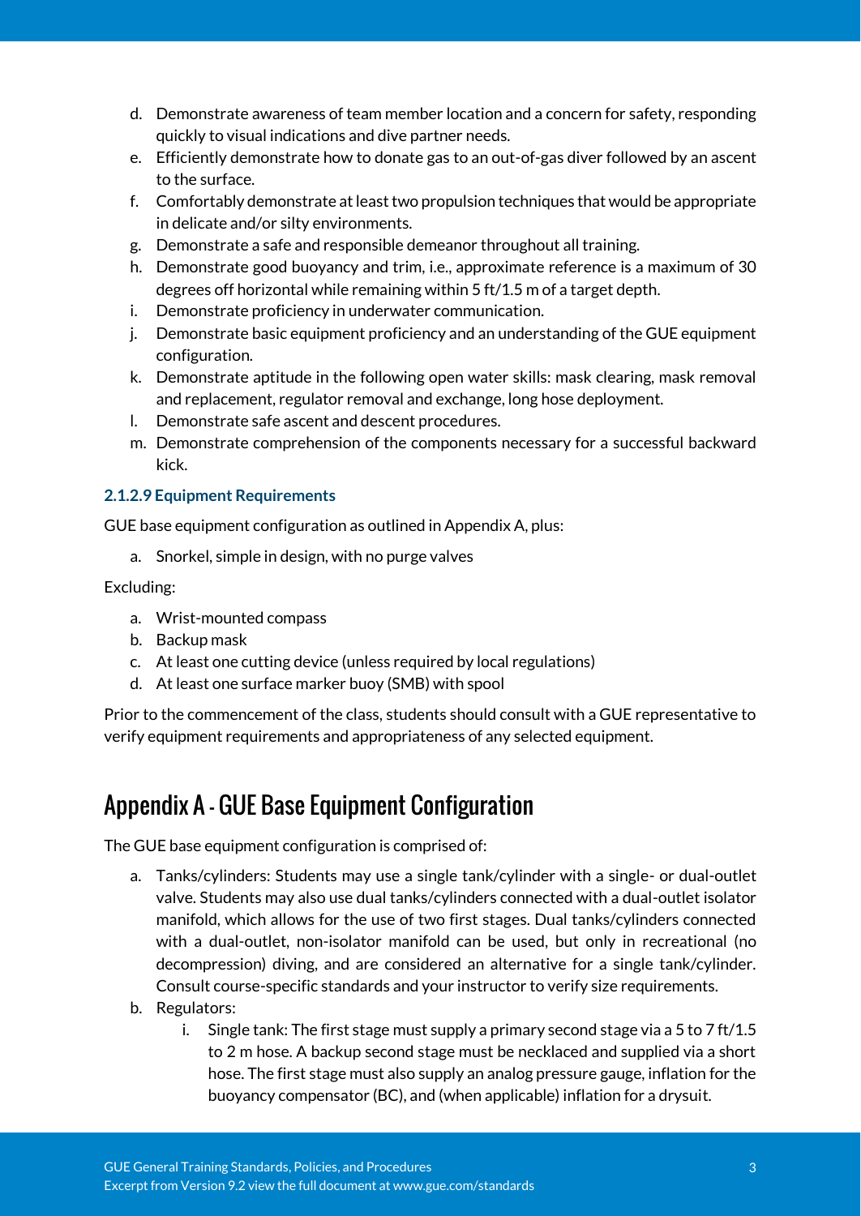d. Demonstrate awareness of team member location and a concern for safety, responding quickly to visual indications and dive partner needs.
e. Efficiently demonstrate how to donate gas to an out-of-gas diver followed by an ascent to the surface.
f. Comfortably demonstrate at least two propulsion techniques that would be appropriate in delicate and/or silty environments.
g. Demonstrate a safe and responsible demeanor throughout all training.
h. Demonstrate good buoyancy and trim, i.e., approximate reference is a maximum of 30 degrees off horizontal while remaining within 5 ft/1.5 m of a target depth.
i. Demonstrate proficiency in underwater communication.
j. Demonstrate basic equipment proficiency and an understanding of the GUE equipment configuration.
k. Demonstrate aptitude in the following open water skills: mask clearing, mask removal and replacement, regulator removal and exchange, long hose deployment.
l. Demonstrate safe ascent and descent procedures.
m. Demonstrate comprehension of the components necessary for a successful backward kick.

### 2.1.2.9 Equipment Requirements

GUE base equipment configuration as outlined in Appendix A, plus:

a. Snorkel, simple in design, with no purge valves

Excluding:

a. Wrist-mounted compass
b. Backup mask
c. At least one cutting device (unless required by local regulations)
d. At least one surface marker buoy (SMB) with spool

Prior to the commencement of the class, students should consult with a GUE representative to verify equipment requirements and appropriateness of any selected equipment.

# Appendix A - GUE Base Equipment Configuration

The GUE base equipment configuration is comprised of:

a. Tanks/cylinders: Students may use a single tank/cylinder with a single- or dual-outlet valve. Students may also use dual tanks/cylinders connected with a dual-outlet isolator manifold, which allows for the use of two first stages. Dual tanks/cylinders connected with a dual-outlet, non-isolator manifold can be used, but only in recreational (no decompression) diving, and are considered an alternative for a single tank/cylinder. Consult course-specific standards and your instructor to verify size requirements.
b. Regulators:
    i. Single tank: The first stage must supply a primary second stage via a 5 to 7 ft/1.5 to 2 m hose. A backup second stage must be necklaced and supplied via a short hose. The first stage must also supply an analog pressure gauge, inflation for the buoyancy compensator (BC), and (when applicable) inflation for a drysuit.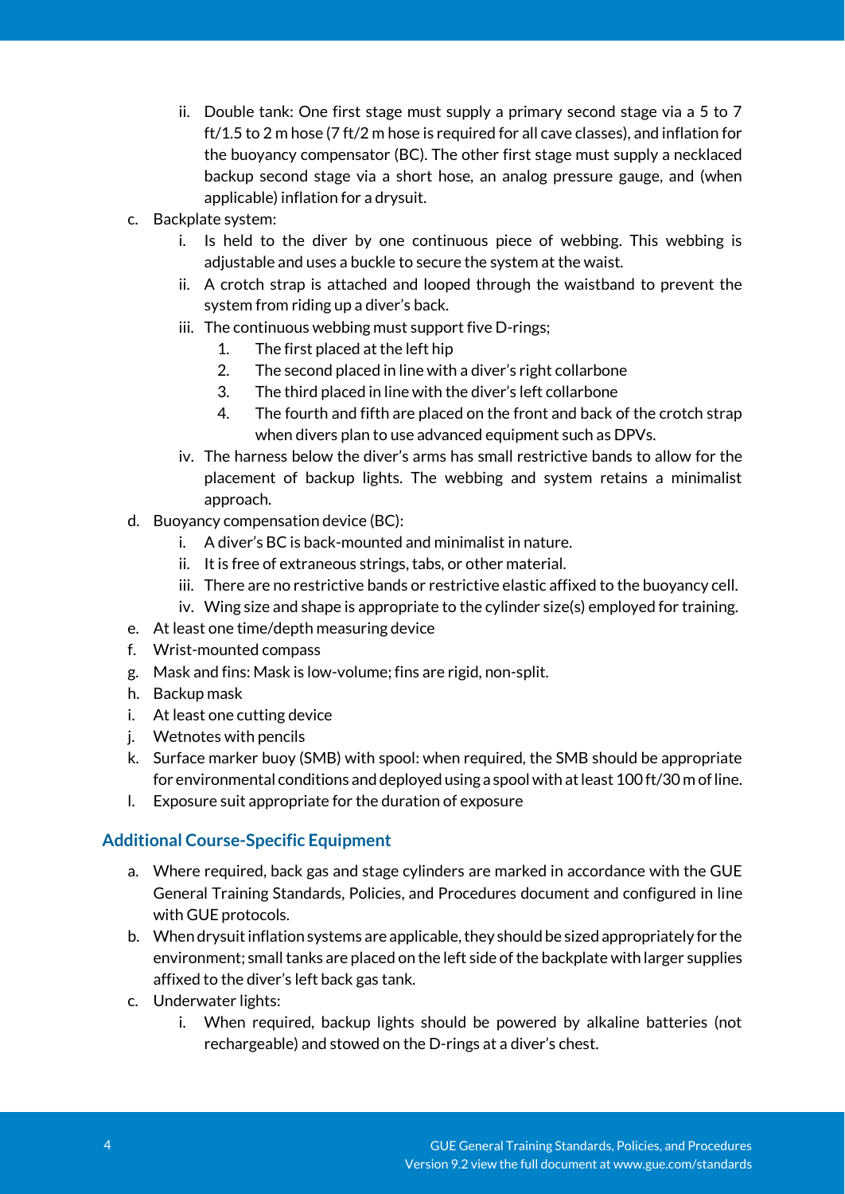- ii. Double tank: One first stage must supply a primary second stage via a 5 to 7 ft/1.5 to 2 m hose (7 ft/2 m hose is required for all cave classes), and inflation for the buoyancy compensator (BC). The other first stage must supply a necklaced backup second stage via a short hose, an analog pressure gauge, and (when applicable) inflation for a drysuit.

- c. Backplate system:
  - i. Is held to the diver by one continuous piece of webbing. This webbing is adjustable and uses a buckle to secure the system at the waist.
  - ii. A crotch strap is attached and looped through the waistband to prevent the system from riding up a diver's back.
  - iii. The continuous webbing must support five D-rings;
    1. The first placed at the left hip
    2. The second placed in line with a diver's right collarbone
    3. The third placed in line with the diver's left collarbone
    4. The fourth and fifth are placed on the front and back of the crotch strap when divers plan to use advanced equipment such as DPVs.
  - iv. The harness below the diver's arms has small restrictive bands to allow for the placement of backup lights. The webbing and system retains a minimalist approach.
- d. Buoyancy compensation device (BC):
  - i. A diver's BC is back-mounted and minimalist in nature.
  - ii. It is free of extraneous strings, tabs, or other material.
  - iii. There are no restrictive bands or restrictive elastic affixed to the buoyancy cell.
  - iv. Wing size and shape is appropriate to the cylinder size(s) employed for training.
- e. At least one time/depth measuring device
- f. Wrist-mounted compass
- g. Mask and fins: Mask is low-volume; fins are rigid, non-split.
- h. Backup mask
- i. At least one cutting device
- j. Wetnotes with pencils
- k. Surface marker buoy (SMB) with spool: when required, the SMB should be appropriate for environmental conditions and deployed using a spool with at least 100 ft/30 m of line.
- l. Exposure suit appropriate for the duration of exposure

### Additional Course-Specific Equipment

- a. Where required, back gas and stage cylinders are marked in accordance with the GUE General Training Standards, Policies, and Procedures document and configured in line with GUE protocols.
- b. When drysuit inflation systems are applicable, they should be sized appropriately for the environment; small tanks are placed on the left side of the backplate with larger supplies affixed to the diver's left back gas tank.
- c. Underwater lights:
  - i. When required, backup lights should be powered by alkaline batteries (not rechargeable) and stowed on the D-rings at a diver's chest.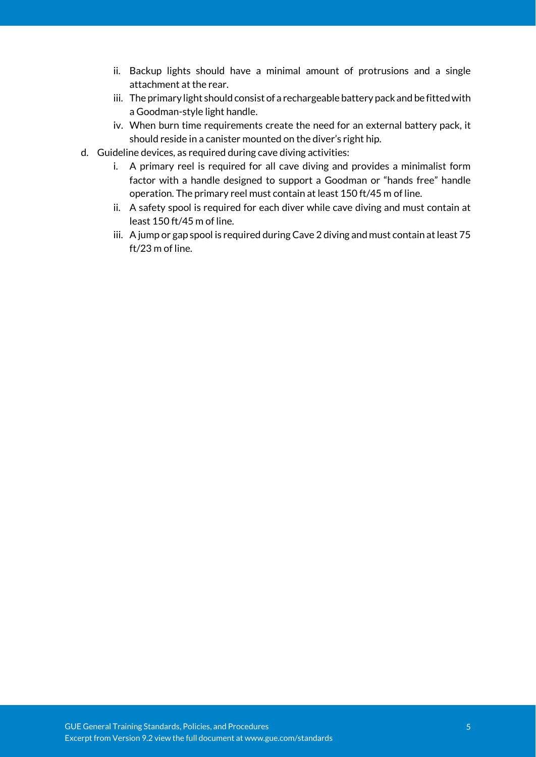ii. Backup lights should have a minimal amount of protrusions and a single attachment at the rear.
   iii. The primary light should consist of a rechargeable battery pack and be fitted with a Goodman-style light handle.
   iv. When burn time requirements create the need for an external battery pack, it should reside in a canister mounted on the diver's right hip.

d. Guideline devices, as required during cave diving activities:
   i. A primary reel is required for all cave diving and provides a minimalist form factor with a handle designed to support a Goodman or "hands free" handle operation. The primary reel must contain at least 150 ft/45 m of line.
   ii. A safety spool is required for each diver while cave diving and must contain at least 150 ft/45 m of line.
   iii. A jump or gap spool is required during Cave 2 diving and must contain at least 75 ft/23 m of line.